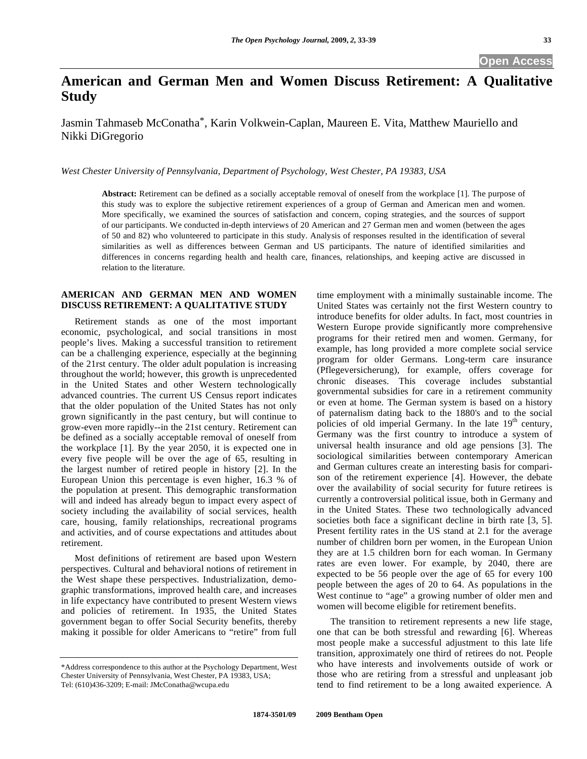Open Access

# American and German Men and Women Discuss Retirement: A Qualitative Study

Jasmin Tahmaseb McConatha*, Karin Volkwein-Caplan, Maureen E. Vita, Matthew Mauriello and Nikki DiGregorio

*West Chester University of Pennsylvania, Department of Psychology, West Chester, PA 19383, USA*

**Abstract:** Retirement can be defined as a socially acceptable removal of oneself from the workplace [1]. The purpose of this study was to explore the subjective retirement experiences of a group of German and American men and women. More specifically, we examined the sources of satisfaction and concern, coping strategies, and the sources of support of our participants. We conducted in-depth interviews of 20 American and 27 German men and women (between the ages of 50 and 82) who volunteered to participate in this study. Analysis of responses resulted in the identification of several similarities as well as differences between German and US participants. The nature of identified similarities and differences in concerns regarding health and health care, finances, relationships, and keeping active are discussed in relation to the literature.

## AMERICAN AND GERMAN MEN AND WOMEN DISCUSS RETIREMENT: A QUALITATIVE STUDY

Retirement stands as one of the most important economic, psychological, and social transitions in most people's lives. Making a successful transition to retirement can be a challenging experience, especially at the beginning of the 21rst century. The older adult population is increasing throughout the world; however, this growth is unprecedented in the United States and other Western technologically advanced countries. The current US Census report indicates that the older population of the United States has not only grown significantly in the past century, but will continue to grow-even more rapidly--in the 21st century. Retirement can be defined as a socially acceptable removal of oneself from the workplace [1]. By the year 2050, it is expected one in every five people will be over the age of 65, resulting in the largest number of retired people in history [2]. In the European Union this percentage is even higher, 16.3 % of the population at present. This demographic transformation will and indeed has already begun to impact every aspect of society including the availability of social services, health care, housing, family relationships, recreational programs and activities, and of course expectations and attitudes about retirement.

Most definitions of retirement are based upon Western perspectives. Cultural and behavioral notions of retirement in the West shape these perspectives. Industrialization, demographic transformations, improved health care, and increases in life expectancy have contributed to present Western views and policies of retirement. In 1935, the United States government began to offer Social Security benefits, thereby making it possible for older Americans to "retire" from full time employment with a minimally sustainable income. The United States was certainly not the first Western country to introduce benefits for older adults. In fact, most countries in Western Europe provide significantly more comprehensive programs for their retired men and women. Germany, for example, has long provided a more complete social service program for older Germans. Long-term care insurance (Pflegeversicherung), for example, offers coverage for chronic diseases. This coverage includes substantial governmental subsidies for care in a retirement community or even at home. The German system is based on a history of paternalism dating back to the 1880's and to the social policies of old imperial Germany. In the late 19th century, Germany was the first country to introduce a system of universal health insurance and old age pensions [3]. The sociological similarities between contemporary American and German cultures create an interesting basis for comparison of the retirement experience [4]. However, the debate over the availability of social security for future retirees is currently a controversial political issue, both in Germany and in the United States. These two technologically advanced societies both face a significant decline in birth rate [3, 5]. Present fertility rates in the US stand at 2.1 for the average number of children born per women, in the European Union they are at 1.5 children born for each woman. In Germany rates are even lower. For example, by 2040, there are expected to be 56 people over the age of 65 for every 100 people between the ages of 20 to 64. As populations in the West continue to "age" a growing number of older men and women will become eligible for retirement benefits.

The transition to retirement represents a new life stage, one that can be both stressful and rewarding [6]. Whereas most people make a successful adjustment to this late life transition, approximately one third of retirees do not. People who have interests and involvements outside of work or those who are retiring from a stressful and unpleasant job tend to find retirement to be a long awaited experience. A

*Address correspondence to this author at the Psychology Department, West Chester University of Pennsylvania, West Chester, PA 19383, USA; Tel: (610)436-3209; E-mail: JMcConatha@wcupa.edu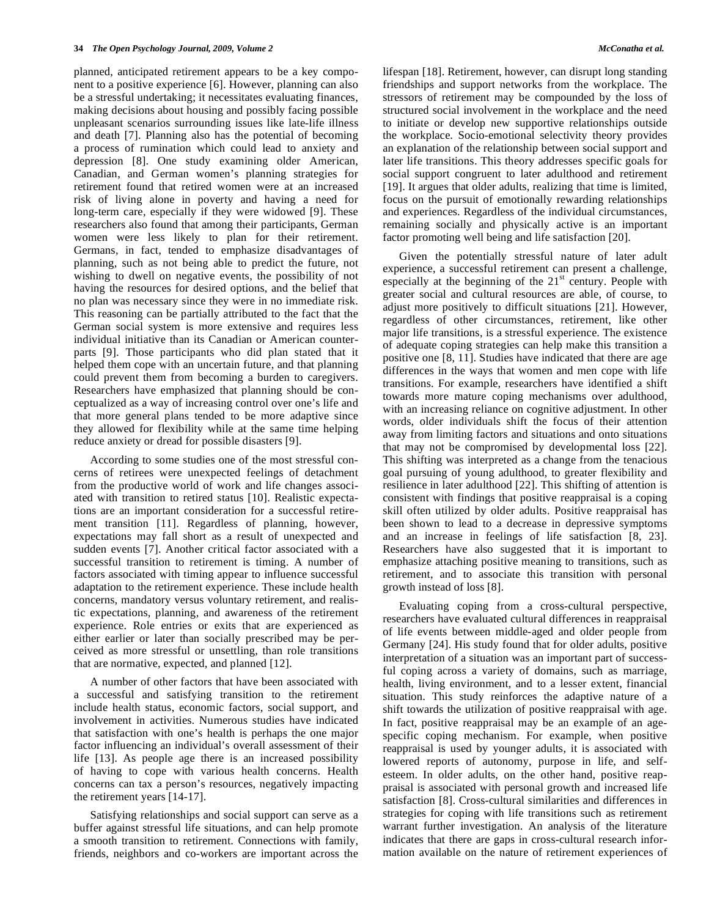planned, anticipated retirement appears to be a key component to a positive experience [6]. However, planning can also be a stressful undertaking; it necessitates evaluating finances, making decisions about housing and possibly facing possible unpleasant scenarios surrounding issues like late-life illness and death [7]. Planning also has the potential of becoming a process of rumination which could lead to anxiety and depression [8]. One study examining older American, Canadian, and German women's planning strategies for retirement found that retired women were at an increased risk of living alone in poverty and having a need for long-term care, especially if they were widowed [9]. These researchers also found that among their participants, German women were less likely to plan for their retirement. Germans, in fact, tended to emphasize disadvantages of planning, such as not being able to predict the future, not wishing to dwell on negative events, the possibility of not having the resources for desired options, and the belief that no plan was necessary since they were in no immediate risk. This reasoning can be partially attributed to the fact that the German social system is more extensive and requires less individual initiative than its Canadian or American counterparts [9]. Those participants who did plan stated that it helped them cope with an uncertain future, and that planning could prevent them from becoming a burden to caregivers. Researchers have emphasized that planning should be conceptualized as a way of increasing control over one's life and that more general plans tended to be more adaptive since they allowed for flexibility while at the same time helping reduce anxiety or dread for possible disasters [9].

According to some studies one of the most stressful concerns of retirees were unexpected feelings of detachment from the productive world of work and life changes associated with transition to retired status [10]. Realistic expectations are an important consideration for a successful retirement transition [11]. Regardless of planning, however, expectations may fall short as a result of unexpected and sudden events [7]. Another critical factor associated with a successful transition to retirement is timing. A number of factors associated with timing appear to influence successful adaptation to the retirement experience. These include health concerns, mandatory versus voluntary retirement, and realistic expectations, planning, and awareness of the retirement experience. Role entries or exits that are experienced as either earlier or later than socially prescribed may be perceived as more stressful or unsettling, than role transitions that are normative, expected, and planned [12].

A number of other factors that have been associated with a successful and satisfying transition to the retirement include health status, economic factors, social support, and involvement in activities. Numerous studies have indicated that satisfaction with one's health is perhaps the one major factor influencing an individual's overall assessment of their life [13]. As people age there is an increased possibility of having to cope with various health concerns. Health concerns can tax a person's resources, negatively impacting the retirement years [14-17].

Satisfying relationships and social support can serve as a buffer against stressful life situations, and can help promote a smooth transition to retirement. Connections with family, friends, neighbors and co-workers are important across the lifespan [18]. Retirement, however, can disrupt long standing friendships and support networks from the workplace. The stressors of retirement may be compounded by the loss of structured social involvement in the workplace and the need to initiate or develop new supportive relationships outside the workplace. Socio-emotional selectivity theory provides an explanation of the relationship between social support and later life transitions. This theory addresses specific goals for social support congruent to later adulthood and retirement [19]. It argues that older adults, realizing that time is limited, focus on the pursuit of emotionally rewarding relationships and experiences. Regardless of the individual circumstances, remaining socially and physically active is an important factor promoting well being and life satisfaction [20].

Given the potentially stressful nature of later adult experience, a successful retirement can present a challenge, especially at the beginning of the 21st century. People with greater social and cultural resources are able, of course, to adjust more positively to difficult situations [21]. However, regardless of other circumstances, retirement, like other major life transitions, is a stressful experience. The existence of adequate coping strategies can help make this transition a positive one [8, 11]. Studies have indicated that there are age differences in the ways that women and men cope with life transitions. For example, researchers have identified a shift towards more mature coping mechanisms over adulthood, with an increasing reliance on cognitive adjustment. In other words, older individuals shift the focus of their attention away from limiting factors and situations and onto situations that may not be compromised by developmental loss [22]. This shifting was interpreted as a change from the tenacious goal pursuing of young adulthood, to greater flexibility and resilience in later adulthood [22]. This shifting of attention is consistent with findings that positive reappraisal is a coping skill often utilized by older adults. Positive reappraisal has been shown to lead to a decrease in depressive symptoms and an increase in feelings of life satisfaction [8, 23]. Researchers have also suggested that it is important to emphasize attaching positive meaning to transitions, such as retirement, and to associate this transition with personal growth instead of loss [8].

Evaluating coping from a cross-cultural perspective, researchers have evaluated cultural differences in reappraisal of life events between middle-aged and older people from Germany [24]. His study found that for older adults, positive interpretation of a situation was an important part of successful coping across a variety of domains, such as marriage, health, living environment, and to a lesser extent, financial situation. This study reinforces the adaptive nature of a shift towards the utilization of positive reappraisal with age. In fact, positive reappraisal may be an example of an age-specific coping mechanism. For example, when positive reappraisal is used by younger adults, it is associated with lowered reports of autonomy, purpose in life, and self-esteem. In older adults, on the other hand, positive reappraisal is associated with personal growth and increased life satisfaction [8]. Cross-cultural similarities and differences in strategies for coping with life transitions such as retirement warrant further investigation. An analysis of the literature indicates that there are gaps in cross-cultural research information available on the nature of retirement experiences of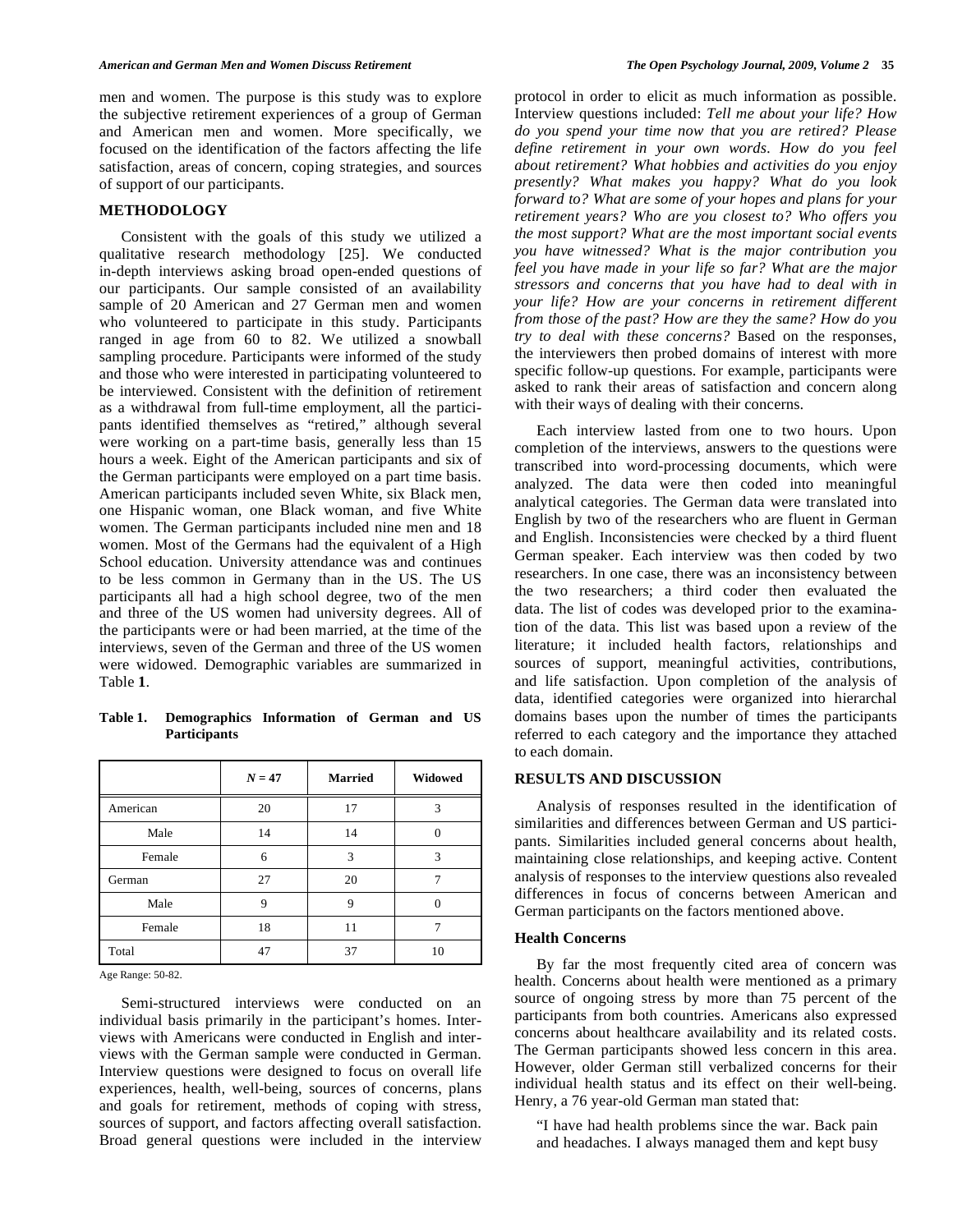men and women. The purpose is this study was to explore the subjective retirement experiences of a group of German and American men and women. More specifically, we focused on the identification of the factors affecting the life satisfaction, areas of concern, coping strategies, and sources of support of our participants.

## METHODOLOGY

Consistent with the goals of this study we utilized a qualitative research methodology [25]. We conducted in-depth interviews asking broad open-ended questions of our participants. Our sample consisted of an availability sample of 20 American and 27 German men and women who volunteered to participate in this study. Participants ranged in age from 60 to 82. We utilized a snowball sampling procedure. Participants were informed of the study and those who were interested in participating volunteered to be interviewed. Consistent with the definition of retirement as a withdrawal from full-time employment, all the participants identified themselves as "retired," although several were working on a part-time basis, generally less than 15 hours a week. Eight of the American participants and six of the German participants were employed on a part time basis. American participants included seven White, six Black men, one Hispanic woman, one Black woman, and five White women. The German participants included nine men and 18 women. Most of the Germans had the equivalent of a High School education. University attendance was and continues to be less common in Germany than in the US. The US participants all had a high school degree, two of the men and three of the US women had university degrees. All of the participants were or had been married, at the time of the interviews, seven of the German and three of the US women were widowed. Demographic variables are summarized in Table **1**.

**Table 1. Demographics Information of German and US Participants**

| | $N = 47$ | Married | Widowed |
|---|---|---|---|
| American | 20 | 17 | 3 |
| Male | 14 | 14 | 0 |
| Female | 6 | 3 | 3 |
| German | 27 | 20 | 7 |
| Male | 9 | 9 | 0 |
| Female | 18 | 11 | 7 |
| Total | 47 | 37 | 10 |

Age Range: 50-82.

Semi-structured interviews were conducted on an individual basis primarily in the participant's homes. Interviews with Americans were conducted in English and interviews with the German sample were conducted in German. Interview questions were designed to focus on overall life experiences, health, well-being, sources of concerns, plans and goals for retirement, methods of coping with stress, sources of support, and factors affecting overall satisfaction. Broad general questions were included in the interview protocol in order to elicit as much information as possible. Interview questions included: *Tell me about your life? How do you spend your time now that you are retired? Please define retirement in your own words. How do you feel about retirement? What hobbies and activities do you enjoy presently? What makes you happy? What do you look forward to? What are some of your hopes and plans for your retirement years? Who are you closest to? Who offers you the most support? What are the most important social events you have witnessed? What is the major contribution you feel you have made in your life so far? What are the major stressors and concerns that you have had to deal with in your life? How are your concerns in retirement different from those of the past? How are they the same? How do you try to deal with these concerns?* Based on the responses, the interviewers then probed domains of interest with more specific follow-up questions. For example, participants were asked to rank their areas of satisfaction and concern along with their ways of dealing with their concerns.

Each interview lasted from one to two hours. Upon completion of the interviews, answers to the questions were transcribed into word-processing documents, which were analyzed. The data were then coded into meaningful analytical categories. The German data were translated into English by two of the researchers who are fluent in German and English. Inconsistencies were checked by a third fluent German speaker. Each interview was then coded by two researchers. In one case, there was an inconsistency between the two researchers; a third coder then evaluated the data. The list of codes was developed prior to the examination of the data. This list was based upon a review of the literature; it included health factors, relationships and sources of support, meaningful activities, contributions, and life satisfaction. Upon completion of the analysis of data, identified categories were organized into hierarchal domains bases upon the number of times the participants referred to each category and the importance they attached to each domain.

## RESULTS AND DISCUSSION

Analysis of responses resulted in the identification of similarities and differences between German and US participants. Similarities included general concerns about health, maintaining close relationships, and keeping active. Content analysis of responses to the interview questions also revealed differences in focus of concerns between American and German participants on the factors mentioned above.

### Health Concerns

By far the most frequently cited area of concern was health. Concerns about health were mentioned as a primary source of ongoing stress by more than 75 percent of the participants from both countries. Americans also expressed concerns about healthcare availability and its related costs. The German participants showed less concern in this area. However, older German still verbalized concerns for their individual health status and its effect on their well-being. Henry, a 76 year-old German man stated that:

> "I have had health problems since the war. Back pain and headaches. I always managed them and kept busy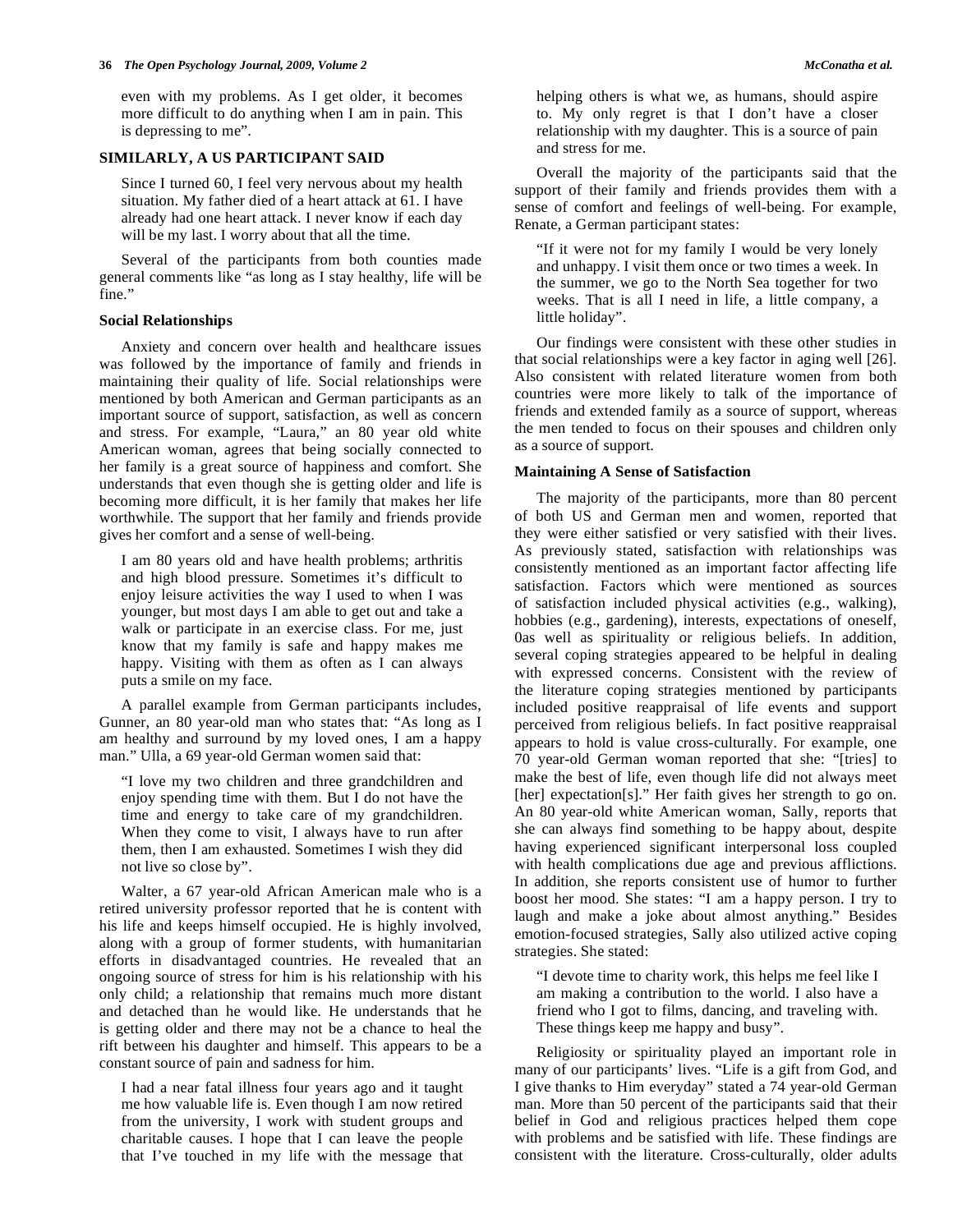even with my problems. As I get older, it becomes more difficult to do anything when I am in pain. This is depressing to me".

### SIMILARLY, A US PARTICIPANT SAID

Since I turned 60, I feel very nervous about my health situation. My father died of a heart attack at 61. I have already had one heart attack. I never know if each day will be my last. I worry about that all the time.

Several of the participants from both counties made general comments like "as long as I stay healthy, life will be fine."

### Social Relationships

Anxiety and concern over health and healthcare issues was followed by the importance of family and friends in maintaining their quality of life. Social relationships were mentioned by both American and German participants as an important source of support, satisfaction, as well as concern and stress. For example, "Laura," an 80 year old white American woman, agrees that being socially connected to her family is a great source of happiness and comfort. She understands that even though she is getting older and life is becoming more difficult, it is her family that makes her life worthwhile. The support that her family and friends provide gives her comfort and a sense of well-being.

I am 80 years old and have health problems; arthritis and high blood pressure. Sometimes it's difficult to enjoy leisure activities the way I used to when I was younger, but most days I am able to get out and take a walk or participate in an exercise class. For me, just know that my family is safe and happy makes me happy. Visiting with them as often as I can always puts a smile on my face.

A parallel example from German participants includes, Gunner, an 80 year-old man who states that: "As long as I am healthy and surround by my loved ones, I am a happy man." Ulla, a 69 year-old German women said that:

"I love my two children and three grandchildren and enjoy spending time with them. But I do not have the time and energy to take care of my grandchildren. When they come to visit, I always have to run after them, then I am exhausted. Sometimes I wish they did not live so close by".

Walter, a 67 year-old African American male who is a retired university professor reported that he is content with his life and keeps himself occupied. He is highly involved, along with a group of former students, with humanitarian efforts in disadvantaged countries. He revealed that an ongoing source of stress for him is his relationship with his only child; a relationship that remains much more distant and detached than he would like. He understands that he is getting older and there may not be a chance to heal the rift between his daughter and himself. This appears to be a constant source of pain and sadness for him.

I had a near fatal illness four years ago and it taught me how valuable life is. Even though I am now retired from the university, I work with student groups and charitable causes. I hope that I can leave the people that I've touched in my life with the message that helping others is what we, as humans, should aspire to. My only regret is that I don't have a closer relationship with my daughter. This is a source of pain and stress for me.

Overall the majority of the participants said that the support of their family and friends provides them with a sense of comfort and feelings of well-being. For example, Renate, a German participant states:

"If it were not for my family I would be very lonely and unhappy. I visit them once or two times a week. In the summer, we go to the North Sea together for two weeks. That is all I need in life, a little company, a little holiday".

Our findings were consistent with these other studies in that social relationships were a key factor in aging well [26]. Also consistent with related literature women from both countries were more likely to talk of the importance of friends and extended family as a source of support, whereas the men tended to focus on their spouses and children only as a source of support.

### Maintaining A Sense of Satisfaction

The majority of the participants, more than 80 percent of both US and German men and women, reported that they were either satisfied or very satisfied with their lives. As previously stated, satisfaction with relationships was consistently mentioned as an important factor affecting life satisfaction. Factors which were mentioned as sources of satisfaction included physical activities (e.g., walking), hobbies (e.g., gardening), interests, expectations of oneself, 0as well as spirituality or religious beliefs. In addition, several coping strategies appeared to be helpful in dealing with expressed concerns. Consistent with the review of the literature coping strategies mentioned by participants included positive reappraisal of life events and support perceived from religious beliefs. In fact positive reappraisal appears to hold is value cross-culturally. For example, one 70 year-old German woman reported that she: "[tries] to make the best of life, even though life did not always meet [her] expectation[s]." Her faith gives her strength to go on. An 80 year-old white American woman, Sally, reports that she can always find something to be happy about, despite having experienced significant interpersonal loss coupled with health complications due age and previous afflictions. In addition, she reports consistent use of humor to further boost her mood. She states: "I am a happy person. I try to laugh and make a joke about almost anything." Besides emotion-focused strategies, Sally also utilized active coping strategies. She stated:

"I devote time to charity work, this helps me feel like I am making a contribution to the world. I also have a friend who I got to films, dancing, and traveling with. These things keep me happy and busy".

Religiosity or spirituality played an important role in many of our participants' lives. "Life is a gift from God, and I give thanks to Him everyday" stated a 74 year-old German man. More than 50 percent of the participants said that their belief in God and religious practices helped them cope with problems and be satisfied with life. These findings are consistent with the literature. Cross-culturally, older adults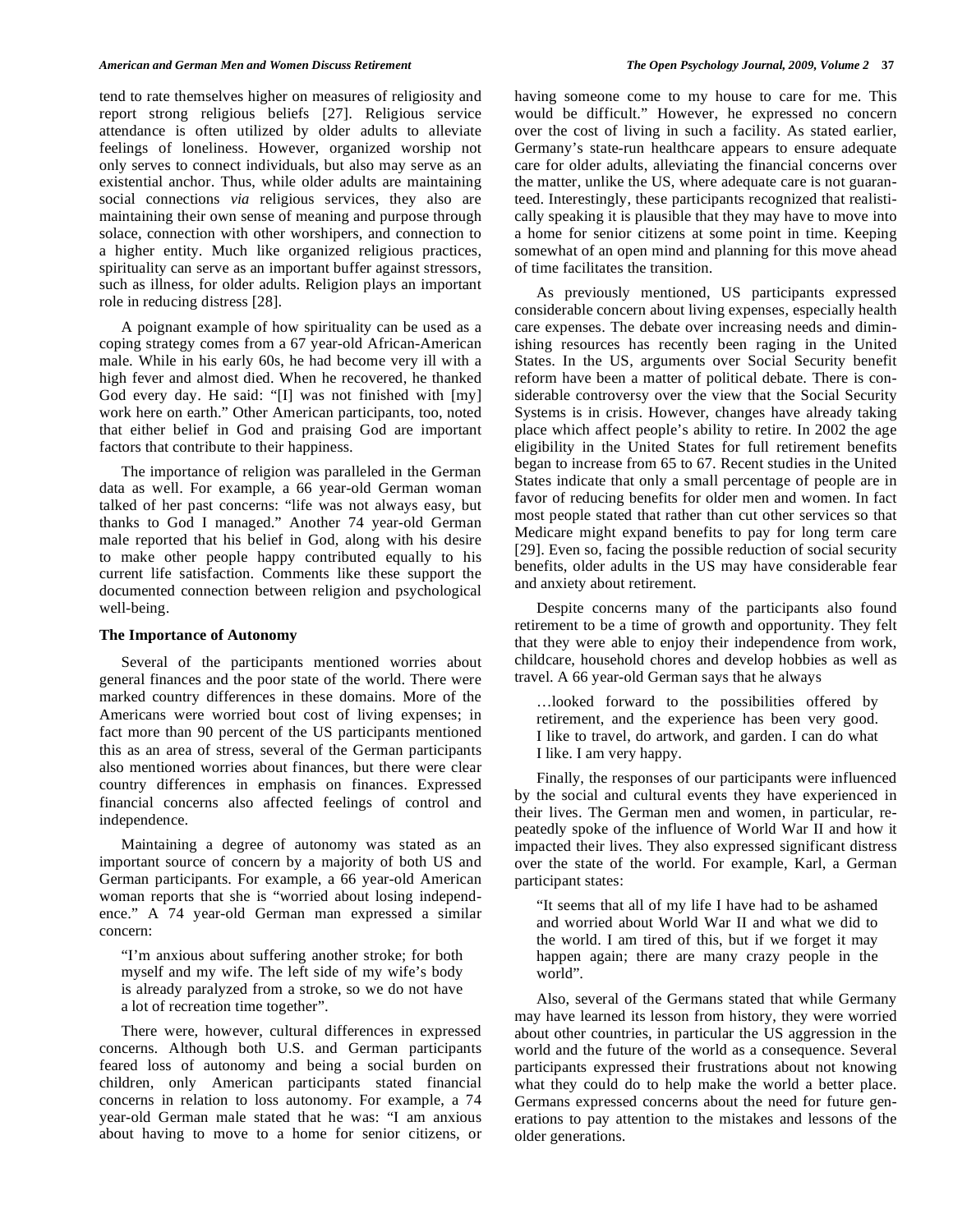tend to rate themselves higher on measures of religiosity and report strong religious beliefs [27]. Religious service attendance is often utilized by older adults to alleviate feelings of loneliness. However, organized worship not only serves to connect individuals, but also may serve as an existential anchor. Thus, while older adults are maintaining social connections *via* religious services, they also are maintaining their own sense of meaning and purpose through solace, connection with other worshipers, and connection to a higher entity. Much like organized religious practices, spirituality can serve as an important buffer against stressors, such as illness, for older adults. Religion plays an important role in reducing distress [28].

A poignant example of how spirituality can be used as a coping strategy comes from a 67 year-old African-American male. While in his early 60s, he had become very ill with a high fever and almost died. When he recovered, he thanked God every day. He said: "[I] was not finished with [my] work here on earth." Other American participants, too, noted that either belief in God and praising God are important factors that contribute to their happiness.

The importance of religion was paralleled in the German data as well. For example, a 66 year-old German woman talked of her past concerns: "life was not always easy, but thanks to God I managed." Another 74 year-old German male reported that his belief in God, along with his desire to make other people happy contributed equally to his current life satisfaction. Comments like these support the documented connection between religion and psychological well-being.

### The Importance of Autonomy

Several of the participants mentioned worries about general finances and the poor state of the world. There were marked country differences in these domains. More of the Americans were worried bout cost of living expenses; in fact more than 90 percent of the US participants mentioned this as an area of stress, several of the German participants also mentioned worries about finances, but there were clear country differences in emphasis on finances. Expressed financial concerns also affected feelings of control and independence.

Maintaining a degree of autonomy was stated as an important source of concern by a majority of both US and German participants. For example, a 66 year-old American woman reports that she is "worried about losing independence." A 74 year-old German man expressed a similar concern:

> "I'm anxious about suffering another stroke; for both myself and my wife. The left side of my wife's body is already paralyzed from a stroke, so we do not have a lot of recreation time together".

There were, however, cultural differences in expressed concerns. Although both U.S. and German participants feared loss of autonomy and being a social burden on children, only American participants stated financial concerns in relation to loss autonomy. For example, a 74 year-old German male stated that he was: "I am anxious about having to move to a home for senior citizens, or having someone come to my house to care for me. This would be difficult." However, he expressed no concern over the cost of living in such a facility. As stated earlier, Germany's state-run healthcare appears to ensure adequate care for older adults, alleviating the financial concerns over the matter, unlike the US, where adequate care is not guaranteed. Interestingly, these participants recognized that realistically speaking it is plausible that they may have to move into a home for senior citizens at some point in time. Keeping somewhat of an open mind and planning for this move ahead of time facilitates the transition.

As previously mentioned, US participants expressed considerable concern about living expenses, especially health care expenses. The debate over increasing needs and diminishing resources has recently been raging in the United States. In the US, arguments over Social Security benefit reform have been a matter of political debate. There is considerable controversy over the view that the Social Security Systems is in crisis. However, changes have already taking place which affect people's ability to retire. In 2002 the age eligibility in the United States for full retirement benefits began to increase from 65 to 67. Recent studies in the United States indicate that only a small percentage of people are in favor of reducing benefits for older men and women. In fact most people stated that rather than cut other services so that Medicare might expand benefits to pay for long term care [29]. Even so, facing the possible reduction of social security benefits, older adults in the US may have considerable fear and anxiety about retirement.

Despite concerns many of the participants also found retirement to be a time of growth and opportunity. They felt that they were able to enjoy their independence from work, childcare, household chores and develop hobbies as well as travel. A 66 year-old German says that he always

> …looked forward to the possibilities offered by retirement, and the experience has been very good. I like to travel, do artwork, and garden. I can do what I like. I am very happy.

Finally, the responses of our participants were influenced by the social and cultural events they have experienced in their lives. The German men and women, in particular, repeatedly spoke of the influence of World War II and how it impacted their lives. They also expressed significant distress over the state of the world. For example, Karl, a German participant states:

> "It seems that all of my life I have had to be ashamed and worried about World War II and what we did to the world. I am tired of this, but if we forget it may happen again; there are many crazy people in the world".

Also, several of the Germans stated that while Germany may have learned its lesson from history, they were worried about other countries, in particular the US aggression in the world and the future of the world as a consequence. Several participants expressed their frustrations about not knowing what they could do to help make the world a better place. Germans expressed concerns about the need for future generations to pay attention to the mistakes and lessons of the older generations.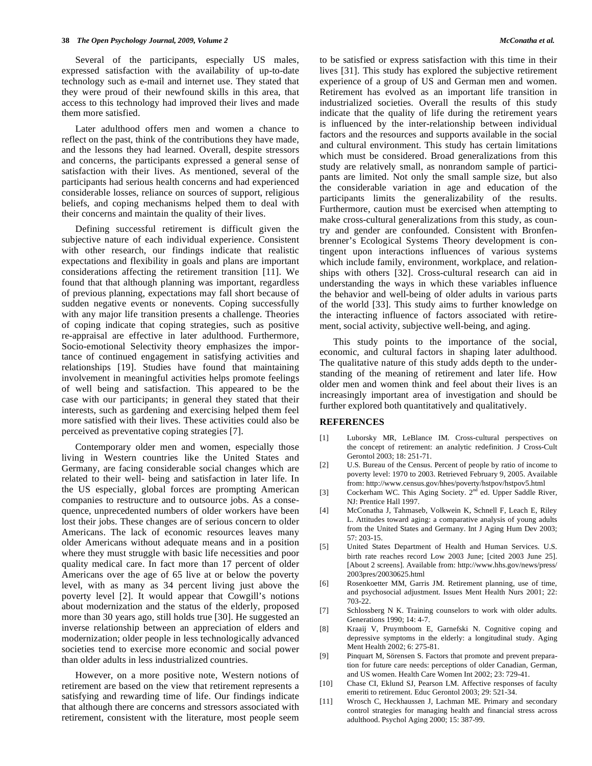Several of the participants, especially US males, expressed satisfaction with the availability of up-to-date technology such as e-mail and internet use. They stated that they were proud of their newfound skills in this area, that access to this technology had improved their lives and made them more satisfied.

Later adulthood offers men and women a chance to reflect on the past, think of the contributions they have made, and the lessons they had learned. Overall, despite stressors and concerns, the participants expressed a general sense of satisfaction with their lives. As mentioned, several of the participants had serious health concerns and had experienced considerable losses, reliance on sources of support, religious beliefs, and coping mechanisms helped them to deal with their concerns and maintain the quality of their lives.

Defining successful retirement is difficult given the subjective nature of each individual experience. Consistent with other research, our findings indicate that realistic expectations and flexibility in goals and plans are important considerations affecting the retirement transition [11]. We found that that although planning was important, regardless of previous planning, expectations may fall short because of sudden negative events or nonevents. Coping successfully with any major life transition presents a challenge. Theories of coping indicate that coping strategies, such as positive re-appraisal are effective in later adulthood. Furthermore, Socio-emotional Selectivity theory emphasizes the importance of continued engagement in satisfying activities and relationships [19]. Studies have found that maintaining involvement in meaningful activities helps promote feelings of well being and satisfaction. This appeared to be the case with our participants; in general they stated that their interests, such as gardening and exercising helped them feel more satisfied with their lives. These activities could also be perceived as preventative coping strategies [7].

Contemporary older men and women, especially those living in Western countries like the United States and Germany, are facing considerable social changes which are related to their well- being and satisfaction in later life. In the US especially, global forces are prompting American companies to restructure and to outsource jobs. As a consequence, unprecedented numbers of older workers have been lost their jobs. These changes are of serious concern to older Americans. The lack of economic resources leaves many older Americans without adequate means and in a position where they must struggle with basic life necessities and poor quality medical care. In fact more than 17 percent of older Americans over the age of 65 live at or below the poverty level, with as many as 34 percent living just above the poverty level [2]. It would appear that Cowgill's notions about modernization and the status of the elderly, proposed more than 30 years ago, still holds true [30]. He suggested an inverse relationship between an appreciation of elders and modernization; older people in less technologically advanced societies tend to exercise more economic and social power than older adults in less industrialized countries.

However, on a more positive note, Western notions of retirement are based on the view that retirement represents a satisfying and rewarding time of life. Our findings indicate that although there are concerns and stressors associated with retirement, consistent with the literature, most people seem to be satisfied or express satisfaction with this time in their lives [31]. This study has explored the subjective retirement experience of a group of US and German men and women. Retirement has evolved as an important life transition in industrialized societies. Overall the results of this study indicate that the quality of life during the retirement years is influenced by the inter-relationship between individual factors and the resources and supports available in the social and cultural environment. This study has certain limitations which must be considered. Broad generalizations from this study are relatively small, as nonrandom sample of participants are limited. Not only the small sample size, but also the considerable variation in age and education of the participants limits the generalizability of the results. Furthermore, caution must be exercised when attempting to make cross-cultural generalizations from this study, as country and gender are confounded. Consistent with Bronfenbrenner's Ecological Systems Theory development is contingent upon interactions influences of various systems which include family, environment, workplace, and relationships with others [32]. Cross-cultural research can aid in understanding the ways in which these variables influence the behavior and well-being of older adults in various parts of the world [33]. This study aims to further knowledge on the interacting influence of factors associated with retirement, social activity, subjective well-being, and aging.

This study points to the importance of the social, economic, and cultural factors in shaping later adulthood. The qualitative nature of this study adds depth to the understanding of the meaning of retirement and later life. How older men and women think and feel about their lives is an increasingly important area of investigation and should be further explored both quantitatively and qualitatively.

## REFERENCES

[1] Luborsky MR, LeBlance IM. Cross-cultural perspectives on the concept of retirement: an analytic redefinition. J Cross-Cult Gerontol 2003; 18: 251-71.

[2] U.S. Bureau of the Census. Percent of people by ratio of income to poverty level: 1970 to 2003. Retrieved February 9, 2005. Available from: http://www.census.gov/hhes/poverty/hstpov/hstpov5.html

[3] Cockerham WC. This Aging Society. 2nd ed. Upper Saddle River, NJ: Prentice Hall 1997.

[4] McConatha J, Tahmaseb, Volkwein K, Schnell F, Leach E, Riley L. Attitudes toward aging: a comparative analysis of young adults from the United States and Germany. Int J Aging Hum Dev 2003; 57: 203-15.

[5] United States Department of Health and Human Services. U.S. birth rate reaches record Low 2003 June; [cited 2003 June 25]. [About 2 screens]. Available from: http://www.hhs.gov/news/press/2003pres/20030625.html

[6] Rosenkoetter MM, Garris JM. Retirement planning, use of time, and psychosocial adjustment. Issues Ment Health Nurs 2001; 22: 703-22.

[7] Schlossberg N K. Training counselors to work with older adults. Generations 1990; 14: 4-7.

[8] Kraaij V, Pruymboom E, Garnefski N. Cognitive coping and depressive symptoms in the elderly: a longitudinal study. Aging Ment Health 2002; 6: 275-81.

[9] Pinquart M, Sörensen S. Factors that promote and prevent preparation for future care needs: perceptions of older Canadian, German, and US women. Health Care Women Int 2002; 23: 729-41.

[10] Chase CI, Eklund SJ, Pearson LM. Affective responses of faculty emeriti to retirement. Educ Gerontol 2003; 29: 521-34.

[11] Wrosch C, Heckhaussen J, Lachman ME. Primary and secondary control strategies for managing health and financial stress across adulthood. Psychol Aging 2000; 15: 387-99.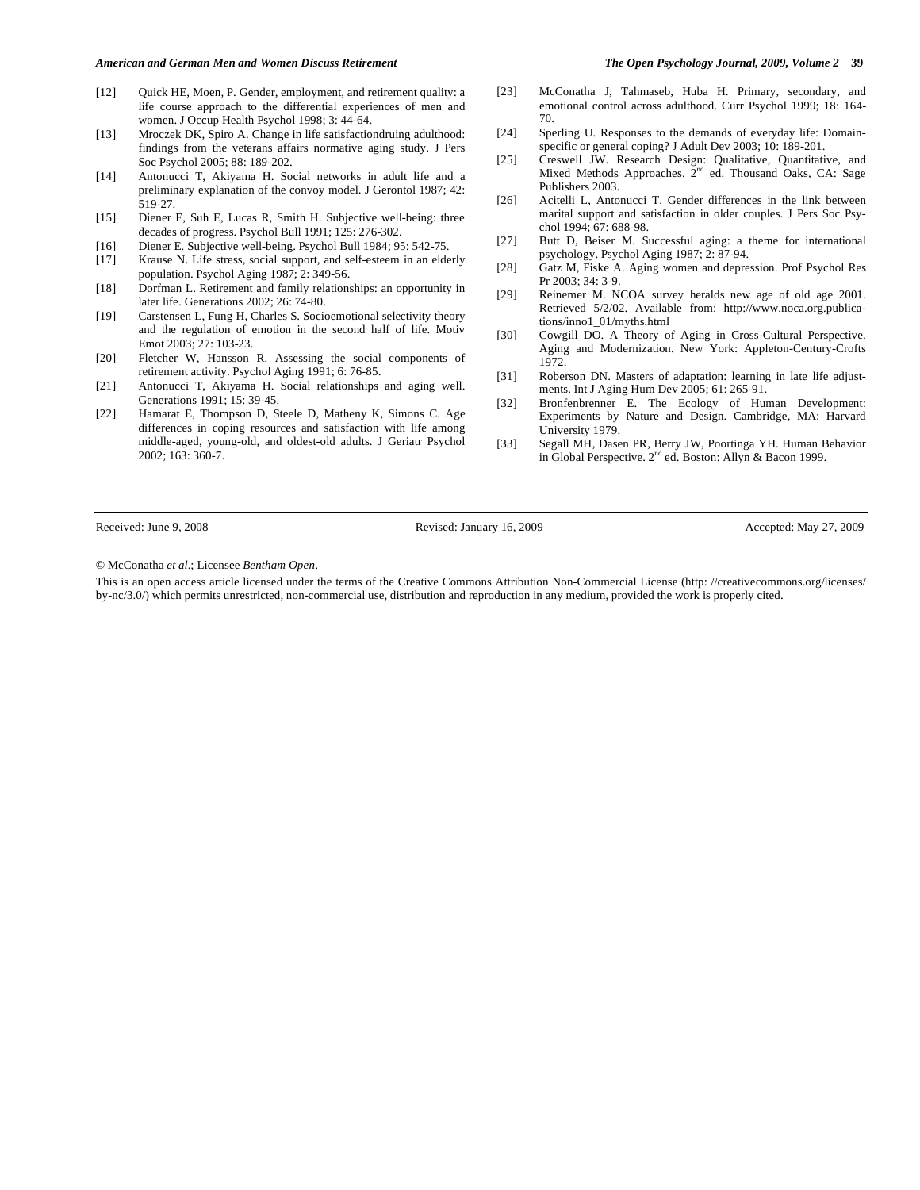[12] Quick HE, Moen, P. Gender, employment, and retirement quality: a life course approach to the differential experiences of men and women. J Occup Health Psychol 1998; 3: 44-64.

[13] Mroczek DK, Spiro A. Change in life satisfactiondruing adulthood: findings from the veterans affairs normative aging study. J Pers Soc Psychol 2005; 88: 189-202.

[14] Antonucci T, Akiyama H. Social networks in adult life and a preliminary explanation of the convoy model. J Gerontol 1987; 42: 519-27.

[15] Diener E, Suh E, Lucas R, Smith H. Subjective well-being: three decades of progress. Psychol Bull 1991; 125: 276-302.

[16] Diener E. Subjective well-being. Psychol Bull 1984; 95: 542-75.

[17] Krause N. Life stress, social support, and self-esteem in an elderly population. Psychol Aging 1987; 2: 349-56.

[18] Dorfman L. Retirement and family relationships: an opportunity in later life. Generations 2002; 26: 74-80.

[19] Carstensen L, Fung H, Charles S. Socioemotional selectivity theory and the regulation of emotion in the second half of life. Motiv Emot 2003; 27: 103-23.

[20] Fletcher W, Hansson R. Assessing the social components of retirement activity. Psychol Aging 1991; 6: 76-85.

[21] Antonucci T, Akiyama H. Social relationships and aging well. Generations 1991; 15: 39-45.

[22] Hamarat E, Thompson D, Steele D, Matheny K, Simons C. Age differences in coping resources and satisfaction with life among middle-aged, young-old, and oldest-old adults. J Geriatr Psychol 2002; 163: 360-7.

[23] McConatha J, Tahmaseb, Huba H. Primary, secondary, and emotional control across adulthood. Curr Psychol 1999; 18: 164-70.

[24] Sperling U. Responses to the demands of everyday life: Domain-specific or general coping? J Adult Dev 2003; 10: 189-201.

[25] Creswell JW. Research Design: Qualitative, Quantitative, and Mixed Methods Approaches. 2nd ed. Thousand Oaks, CA: Sage Publishers 2003.

[26] Acitelli L, Antonucci T. Gender differences in the link between marital support and satisfaction in older couples. J Pers Soc Psychol 1994; 67: 688-98.

[27] Butt D, Beiser M. Successful aging: a theme for international psychology. Psychol Aging 1987; 2: 87-94.

[28] Gatz M, Fiske A. Aging women and depression. Prof Psychol Res Pr 2003; 34: 3-9.

[29] Reinemer M. NCOA survey heralds new age of old age 2001. Retrieved 5/2/02. Available from: http://www.noca.org.publications/inno1_01/myths.html

[30] Cowgill DO. A Theory of Aging in Cross-Cultural Perspective. Aging and Modernization. New York: Appleton-Century-Crofts 1972.

[31] Roberson DN. Masters of adaptation: learning in late life adjustments. Int J Aging Hum Dev 2005; 61: 265-91.

[32] Bronfenbrenner E. The Ecology of Human Development: Experiments by Nature and Design. Cambridge, MA: Harvard University 1979.

[33] Segall MH, Dasen PR, Berry JW, Poortinga YH. Human Behavior in Global Perspective. 2nd ed. Boston: Allyn & Bacon 1999.

---

Received: June 9, 2008 Revised: January 16, 2009 Accepted: May 27, 2009

© McConatha *et al*.; Licensee *Bentham Open*.

This is an open access article licensed under the terms of the Creative Commons Attribution Non-Commercial License (http: //creativecommons.org/licenses/by-nc/3.0/) which permits unrestricted, non-commercial use, distribution and reproduction in any medium, provided the work is properly cited.